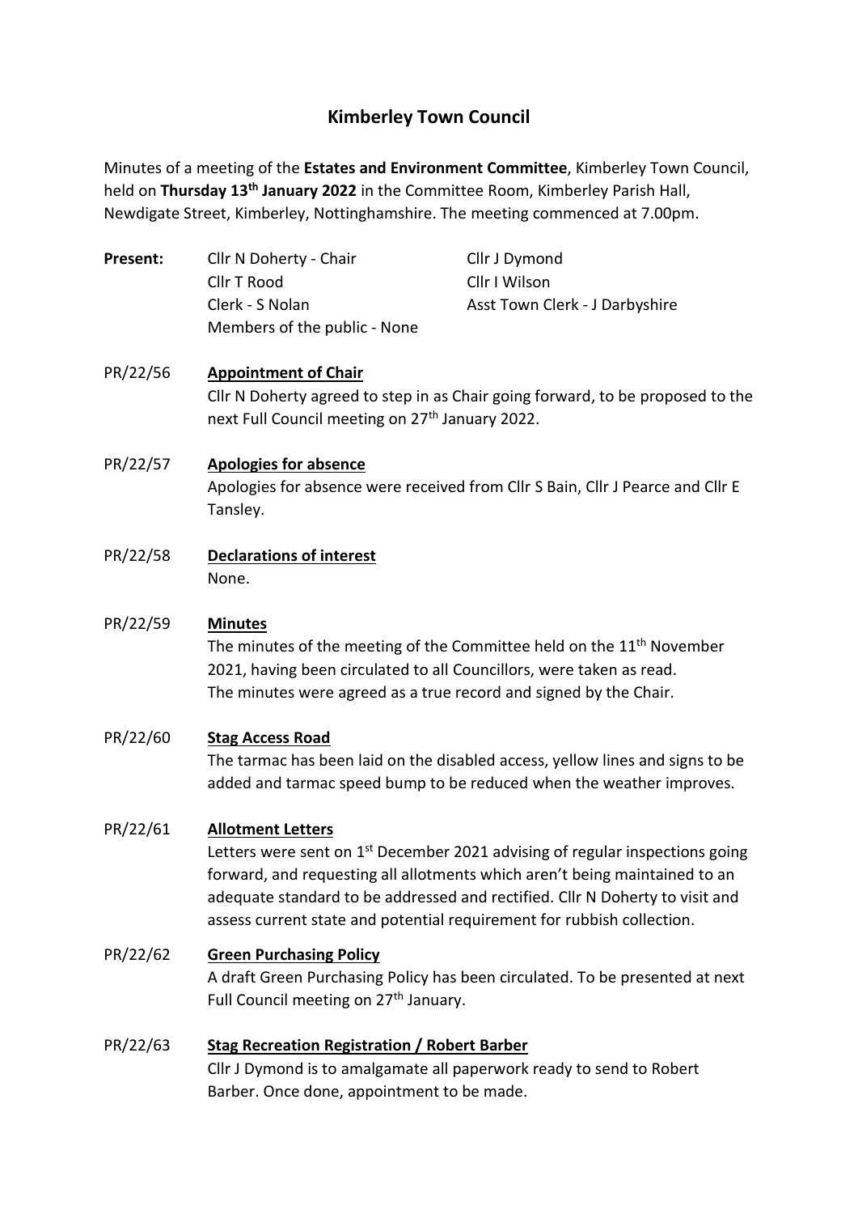# Kimberley Town Council

Minutes of a meeting of the **Estates and Environment Committee**, Kimberley Town Council, held on **Thursday 13th January 2022** in the Committee Room, Kimberley Parish Hall, Newdigate Street, Kimberley, Nottinghamshire. The meeting commenced at 7.00pm.

| **Present:** | Cllr N Doherty - Chair | Cllr J Dymond |
|---|---|---|
| | Cllr T Rood | Cllr I Wilson |
| | Clerk - S Nolan | Asst Town Clerk - J Darbyshire |
| | Members of the public - None | |

PR/22/56 **Appointment of Chair**
Cllr N Doherty agreed to step in as Chair going forward, to be proposed to the next Full Council meeting on 27th January 2022.

PR/22/57 **Apologies for absence**
Apologies for absence were received from Cllr S Bain, Cllr J Pearce and Cllr E Tansley.

PR/22/58 **Declarations of interest**
None.

PR/22/59 **Minutes**
The minutes of the meeting of the Committee held on the 11th November 2021, having been circulated to all Councillors, were taken as read. The minutes were agreed as a true record and signed by the Chair.

PR/22/60 **Stag Access Road**
The tarmac has been laid on the disabled access, yellow lines and signs to be added and tarmac speed bump to be reduced when the weather improves.

PR/22/61 **Allotment Letters**
Letters were sent on 1st December 2021 advising of regular inspections going forward, and requesting all allotments which aren't being maintained to an adequate standard to be addressed and rectified. Cllr N Doherty to visit and assess current state and potential requirement for rubbish collection.

PR/22/62 **Green Purchasing Policy**
A draft Green Purchasing Policy has been circulated. To be presented at next Full Council meeting on 27th January.

PR/22/63 **Stag Recreation Registration / Robert Barber**
Cllr J Dymond is to amalgamate all paperwork ready to send to Robert Barber. Once done, appointment to be made.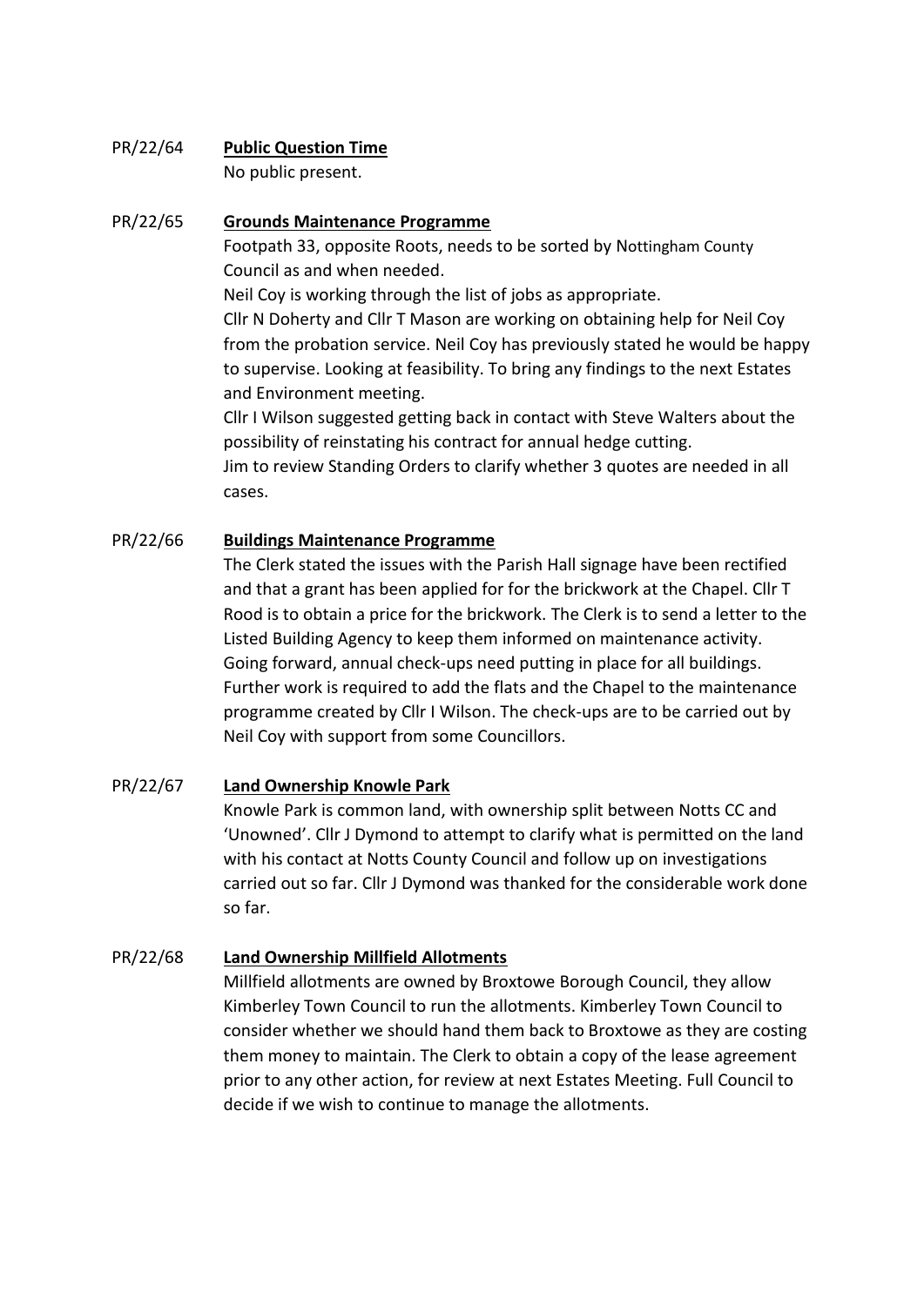PR/22/64 **<u>Public Question Time</u>**

No public present.

PR/22/65 **<u>Grounds Maintenance Programme</u>**

Footpath 33, opposite Roots, needs to be sorted by Nottingham County Council as and when needed.

Neil Coy is working through the list of jobs as appropriate.

Cllr N Doherty and Cllr T Mason are working on obtaining help for Neil Coy from the probation service. Neil Coy has previously stated he would be happy to supervise. Looking at feasibility. To bring any findings to the next Estates and Environment meeting.

Cllr I Wilson suggested getting back in contact with Steve Walters about the possibility of reinstating his contract for annual hedge cutting.

Jim to review Standing Orders to clarify whether 3 quotes are needed in all cases.

PR/22/66 **<u>Buildings Maintenance Programme</u>**

The Clerk stated the issues with the Parish Hall signage have been rectified and that a grant has been applied for for the brickwork at the Chapel. Cllr T Rood is to obtain a price for the brickwork. The Clerk is to send a letter to the Listed Building Agency to keep them informed on maintenance activity. Going forward, annual check-ups need putting in place for all buildings. Further work is required to add the flats and the Chapel to the maintenance programme created by Cllr I Wilson. The check-ups are to be carried out by Neil Coy with support from some Councillors.

PR/22/67 **<u>Land Ownership Knowle Park</u>**

Knowle Park is common land, with ownership split between Notts CC and 'Unowned'. Cllr J Dymond to attempt to clarify what is permitted on the land with his contact at Notts County Council and follow up on investigations carried out so far. Cllr J Dymond was thanked for the considerable work done so far.

PR/22/68 **<u>Land Ownership Millfield Allotments</u>**

Millfield allotments are owned by Broxtowe Borough Council, they allow Kimberley Town Council to run the allotments. Kimberley Town Council to consider whether we should hand them back to Broxtowe as they are costing them money to maintain. The Clerk to obtain a copy of the lease agreement prior to any other action, for review at next Estates Meeting. Full Council to decide if we wish to continue to manage the allotments.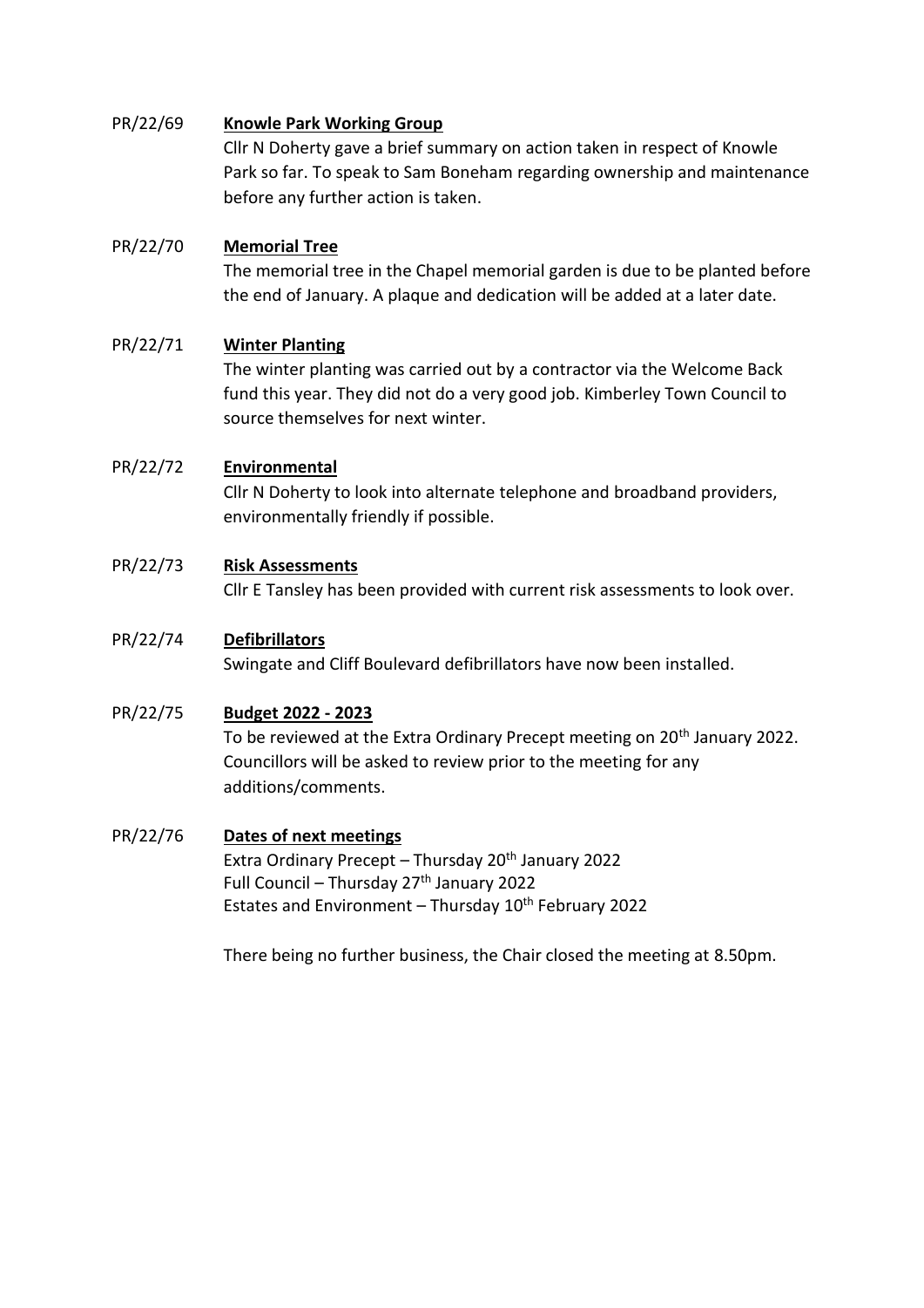PR/22/69 **Knowle Park Working Group**

Cllr N Doherty gave a brief summary on action taken in respect of Knowle Park so far. To speak to Sam Boneham regarding ownership and maintenance before any further action is taken.

PR/22/70 **Memorial Tree**

The memorial tree in the Chapel memorial garden is due to be planted before the end of January. A plaque and dedication will be added at a later date.

PR/22/71 **Winter Planting**

The winter planting was carried out by a contractor via the Welcome Back fund this year. They did not do a very good job. Kimberley Town Council to source themselves for next winter.

PR/22/72 **Environmental**

Cllr N Doherty to look into alternate telephone and broadband providers, environmentally friendly if possible.

PR/22/73 **Risk Assessments**

Cllr E Tansley has been provided with current risk assessments to look over.

PR/22/74 **Defibrillators**

Swingate and Cliff Boulevard defibrillators have now been installed.

PR/22/75 **Budget 2022 - 2023**

To be reviewed at the Extra Ordinary Precept meeting on 20th January 2022. Councillors will be asked to review prior to the meeting for any additions/comments.

PR/22/76 **Dates of next meetings**

Extra Ordinary Precept – Thursday 20th January 2022
Full Council – Thursday 27th January 2022
Estates and Environment – Thursday 10th February 2022

There being no further business, the Chair closed the meeting at 8.50pm.